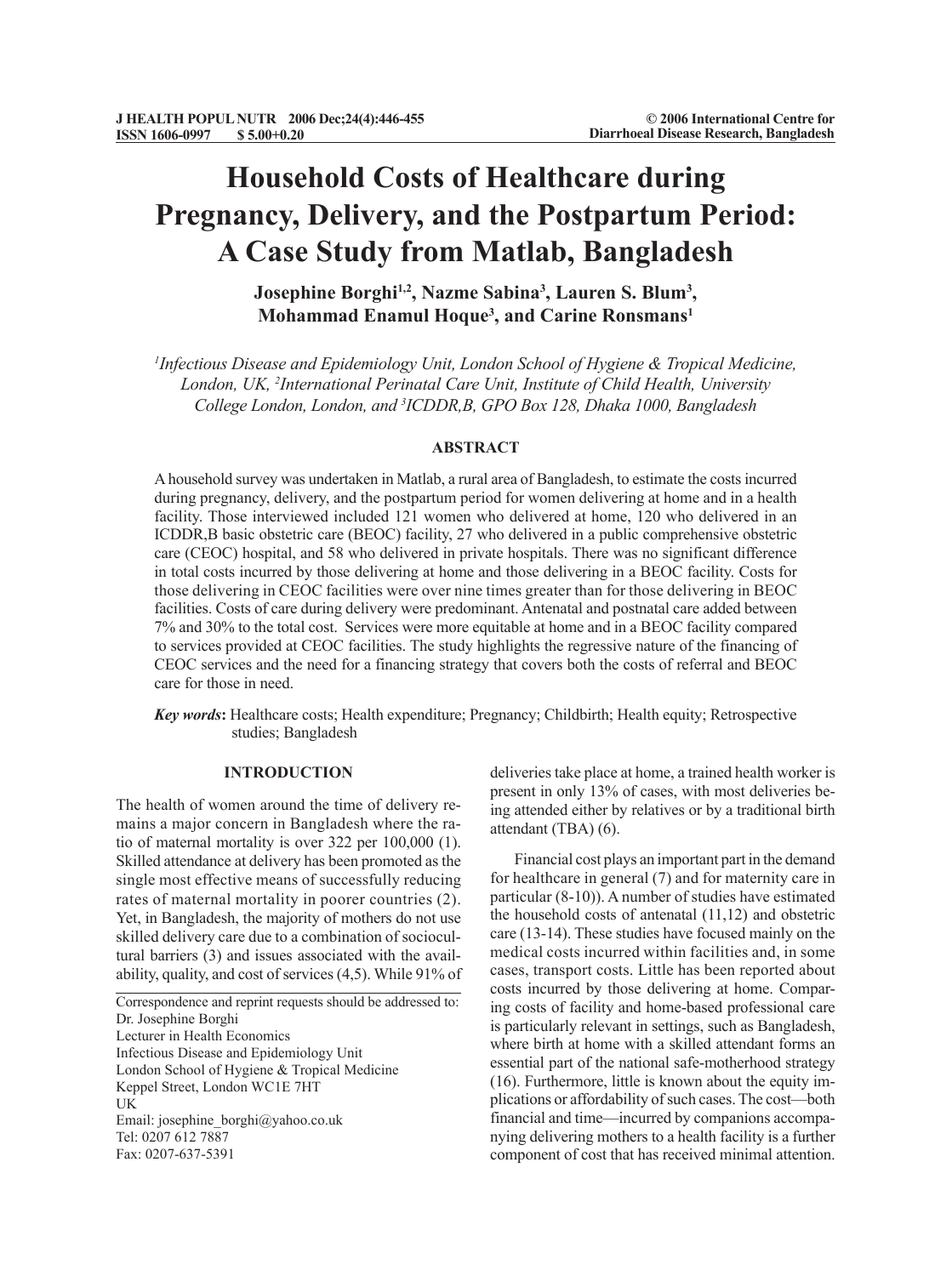# Household Costs of Healthcare during Pregnancy, Delivery, and the Postpartum Period: A Case Study from Matlab, Bangladesh

**Josephine Borghi[1,2], Nazme Sabina[3], Lauren S. Blum[3], Mohammad Enamul Hoque[3], and Carine Ronsmans[1]**

*[1]Infectious Disease and Epidemiology Unit, London School of Hygiene & Tropical Medicine, London, UK, [2]International Perinatal Care Unit, Institute of Child Health, University College London, London, and [3]ICDDR,B, GPO Box 128, Dhaka 1000, Bangladesh*

## ABSTRACT

A household survey was undertaken in Matlab, a rural area of Bangladesh, to estimate the costs incurred during pregnancy, delivery, and the postpartum period for women delivering at home and in a health facility. Those interviewed included 121 women who delivered at home, 120 who delivered in an ICDDR,B basic obstetric care (BEOC) facility, 27 who delivered in a public comprehensive obstetric care (CEOC) hospital, and 58 who delivered in private hospitals. There was no significant difference in total costs incurred by those delivering at home and those delivering in a BEOC facility. Costs for those delivering in CEOC facilities were over nine times greater than for those delivering in BEOC facilities. Costs of care during delivery were predominant. Antenatal and postnatal care added between 7% and 30% to the total cost. Services were more equitable at home and in a BEOC facility compared to services provided at CEOC facilities. The study highlights the regressive nature of the financing of CEOC services and the need for a financing strategy that covers both the costs of referral and BEOC care for those in need.

***Key words*:** Healthcare costs; Health expenditure; Pregnancy; Childbirth; Health equity; Retrospective studies; Bangladesh

## INTRODUCTION

The health of women around the time of delivery remains a major concern in Bangladesh where the ratio of maternal mortality is over 322 per 100,000 (1). Skilled attendance at delivery has been promoted as the single most effective means of successfully reducing rates of maternal mortality in poorer countries (2). Yet, in Bangladesh, the majority of mothers do not use skilled delivery care due to a combination of sociocultural barriers (3) and issues associated with the availability, quality, and cost of services (4,5). While 91% of deliveries take place at home, a trained health worker is present in only 13% of cases, with most deliveries being attended either by relatives or by a traditional birth attendant (TBA) (6).

Financial cost plays an important part in the demand for healthcare in general (7) and for maternity care in particular (8-10)). A number of studies have estimated the household costs of antenatal (11,12) and obstetric care (13-14). These studies have focused mainly on the medical costs incurred within facilities and, in some cases, transport costs. Little has been reported about costs incurred by those delivering at home. Comparing costs of facility and home-based professional care is particularly relevant in settings, such as Bangladesh, where birth at home with a skilled attendant forms an essential part of the national safe-motherhood strategy (16). Furthermore, little is known about the equity implications or affordability of such cases. The cost—both financial and time—incurred by companions accompanying delivering mothers to a health facility is a further component of cost that has received minimal attention.

Correspondence and reprint requests should be addressed to:
Dr. Josephine Borghi
Lecturer in Health Economics
Infectious Disease and Epidemiology Unit
London School of Hygiene & Tropical Medicine
Keppel Street, London WC1E 7HT
UK
Email: josephine_borghi@yahoo.co.uk
Tel: 0207 612 7887
Fax: 0207-637-5391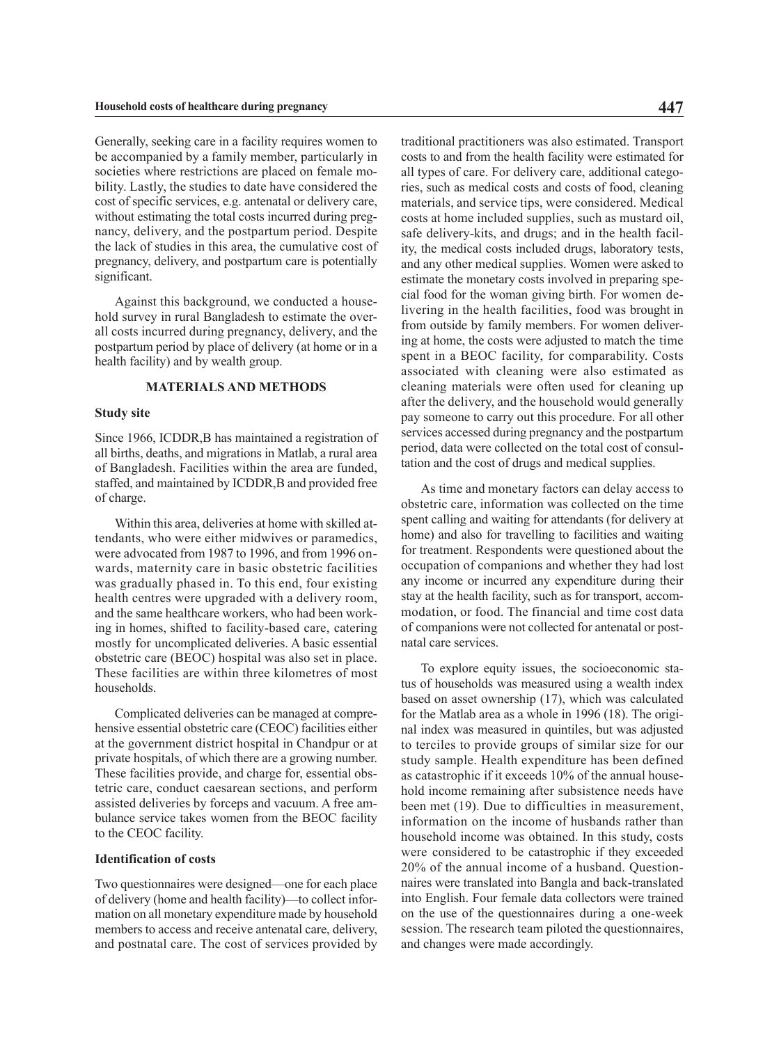Generally, seeking care in a facility requires women to be accompanied by a family member, particularly in societies where restrictions are placed on female mobility. Lastly, the studies to date have considered the cost of specific services, e.g. antenatal or delivery care, without estimating the total costs incurred during pregnancy, delivery, and the postpartum period. Despite the lack of studies in this area, the cumulative cost of pregnancy, delivery, and postpartum care is potentially significant.

Against this background, we conducted a household survey in rural Bangladesh to estimate the overall costs incurred during pregnancy, delivery, and the postpartum period by place of delivery (at home or in a health facility) and by wealth group.

## MATERIALS AND METHODS

### Study site

Since 1966, ICDDR,B has maintained a registration of all births, deaths, and migrations in Matlab, a rural area of Bangladesh. Facilities within the area are funded, staffed, and maintained by ICDDR,B and provided free of charge.

Within this area, deliveries at home with skilled attendants, who were either midwives or paramedics, were advocated from 1987 to 1996, and from 1996 onwards, maternity care in basic obstetric facilities was gradually phased in. To this end, four existing health centres were upgraded with a delivery room, and the same healthcare workers, who had been working in homes, shifted to facility-based care, catering mostly for uncomplicated deliveries. A basic essential obstetric care (BEOC) hospital was also set in place. These facilities are within three kilometres of most households.

Complicated deliveries can be managed at comprehensive essential obstetric care (CEOC) facilities either at the government district hospital in Chandpur or at private hospitals, of which there are a growing number. These facilities provide, and charge for, essential obstetric care, conduct caesarean sections, and perform assisted deliveries by forceps and vacuum. A free ambulance service takes women from the BEOC facility to the CEOC facility.

### Identification of costs

Two questionnaires were designed—one for each place of delivery (home and health facility)—to collect information on all monetary expenditure made by household members to access and receive antenatal care, delivery, and postnatal care. The cost of services provided by traditional practitioners was also estimated. Transport costs to and from the health facility were estimated for all types of care. For delivery care, additional categories, such as medical costs and costs of food, cleaning materials, and service tips, were considered. Medical costs at home included supplies, such as mustard oil, safe delivery-kits, and drugs; and in the health facility, the medical costs included drugs, laboratory tests, and any other medical supplies. Women were asked to estimate the monetary costs involved in preparing special food for the woman giving birth. For women delivering in the health facilities, food was brought in from outside by family members. For women delivering at home, the costs were adjusted to match the time spent in a BEOC facility, for comparability. Costs associated with cleaning were also estimated as cleaning materials were often used for cleaning up after the delivery, and the household would generally pay someone to carry out this procedure. For all other services accessed during pregnancy and the postpartum period, data were collected on the total cost of consultation and the cost of drugs and medical supplies.

As time and monetary factors can delay access to obstetric care, information was collected on the time spent calling and waiting for attendants (for delivery at home) and also for travelling to facilities and waiting for treatment. Respondents were questioned about the occupation of companions and whether they had lost any income or incurred any expenditure during their stay at the health facility, such as for transport, accommodation, or food. The financial and time cost data of companions were not collected for antenatal or postnatal care services.

To explore equity issues, the socioeconomic status of households was measured using a wealth index based on asset ownership (17), which was calculated for the Matlab area as a whole in 1996 (18). The original index was measured in quintiles, but was adjusted to terciles to provide groups of similar size for our study sample. Health expenditure has been defined as catastrophic if it exceeds 10% of the annual household income remaining after subsistence needs have been met (19). Due to difficulties in measurement, information on the income of husbands rather than household income was obtained. In this study, costs were considered to be catastrophic if they exceeded 20% of the annual income of a husband. Questionnaires were translated into Bangla and back-translated into English. Four female data collectors were trained on the use of the questionnaires during a one-week session. The research team piloted the questionnaires, and changes were made accordingly.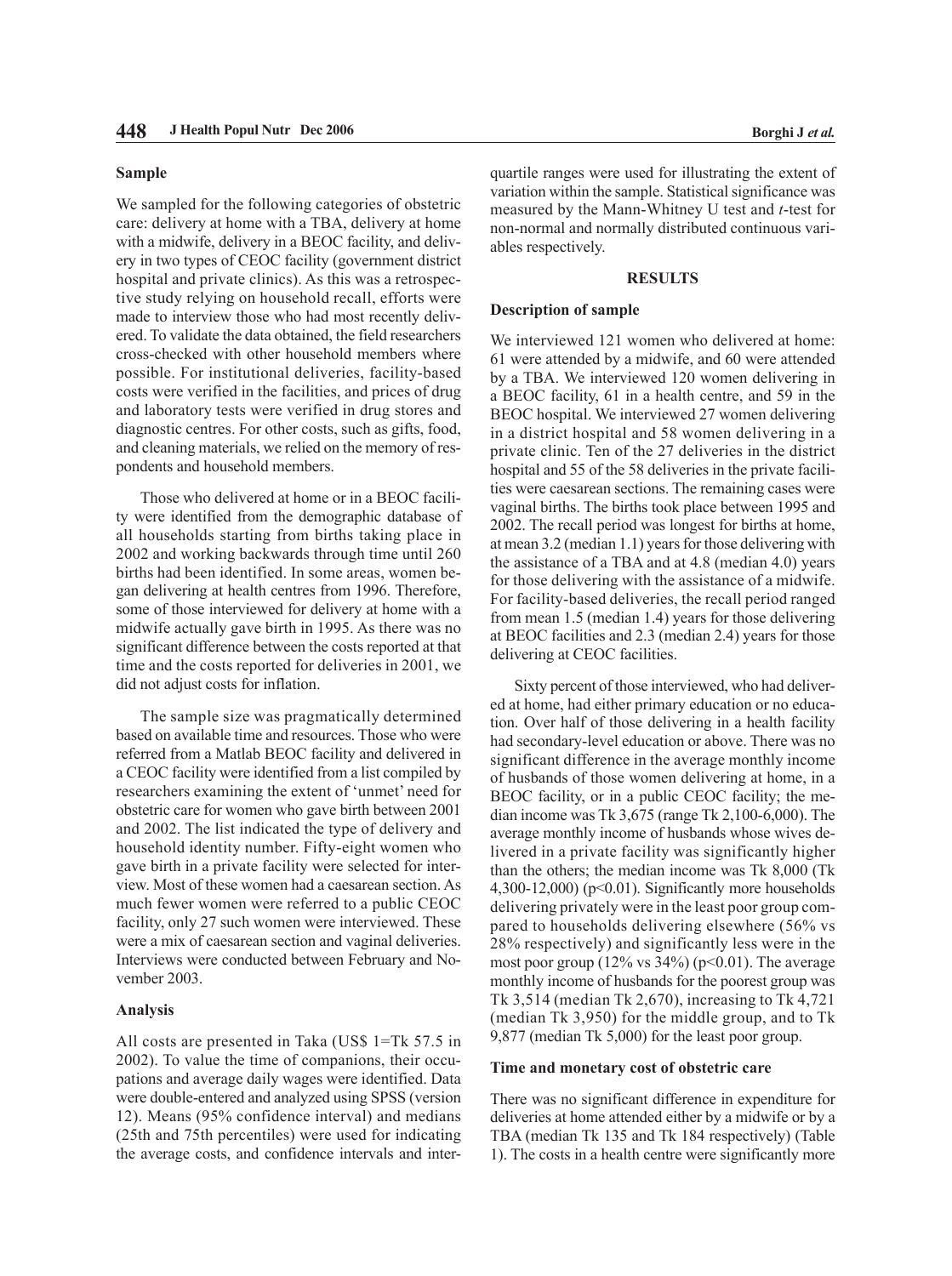### Sample

We sampled for the following categories of obstetric care: delivery at home with a TBA, delivery at home with a midwife, delivery in a BEOC facility, and delivery in two types of CEOC facility (government district hospital and private clinics). As this was a retrospective study relying on household recall, efforts were made to interview those who had most recently delivered. To validate the data obtained, the field researchers cross-checked with other household members where possible. For institutional deliveries, facility-based costs were verified in the facilities, and prices of drug and laboratory tests were verified in drug stores and diagnostic centres. For other costs, such as gifts, food, and cleaning materials, we relied on the memory of respondents and household members.

Those who delivered at home or in a BEOC facility were identified from the demographic database of all households starting from births taking place in 2002 and working backwards through time until 260 births had been identified. In some areas, women began delivering at health centres from 1996. Therefore, some of those interviewed for delivery at home with a midwife actually gave birth in 1995. As there was no significant difference between the costs reported at that time and the costs reported for deliveries in 2001, we did not adjust costs for inflation.

The sample size was pragmatically determined based on available time and resources. Those who were referred from a Matlab BEOC facility and delivered in a CEOC facility were identified from a list compiled by researchers examining the extent of 'unmet' need for obstetric care for women who gave birth between 2001 and 2002. The list indicated the type of delivery and household identity number. Fifty-eight women who gave birth in a private facility were selected for interview. Most of these women had a caesarean section. As much fewer women were referred to a public CEOC facility, only 27 such women were interviewed. These were a mix of caesarean section and vaginal deliveries. Interviews were conducted between February and November 2003.

### Analysis

All costs are presented in Taka (US$ 1=Tk 57.5 in 2002). To value the time of companions, their occupations and average daily wages were identified. Data were double-entered and analyzed using SPSS (version 12). Means (95% confidence interval) and medians (25th and 75th percentiles) were used for indicating the average costs, and confidence intervals and interquartile ranges were used for illustrating the extent of variation within the sample. Statistical significance was measured by the Mann-Whitney U test and *t*-test for non-normal and normally distributed continuous variables respectively.

## RESULTS

### Description of sample

We interviewed 121 women who delivered at home: 61 were attended by a midwife, and 60 were attended by a TBA. We interviewed 120 women delivering in a BEOC facility, 61 in a health centre, and 59 in the BEOC hospital. We interviewed 27 women delivering in a district hospital and 58 women delivering in a private clinic. Ten of the 27 deliveries in the district hospital and 55 of the 58 deliveries in the private facilities were caesarean sections. The remaining cases were vaginal births. The births took place between 1995 and 2002. The recall period was longest for births at home, at mean 3.2 (median 1.1) years for those delivering with the assistance of a TBA and at 4.8 (median 4.0) years for those delivering with the assistance of a midwife. For facility-based deliveries, the recall period ranged from mean 1.5 (median 1.4) years for those delivering at BEOC facilities and 2.3 (median 2.4) years for those delivering at CEOC facilities.

Sixty percent of those interviewed, who had delivered at home, had either primary education or no education. Over half of those delivering in a health facility had secondary-level education or above. There was no significant difference in the average monthly income of husbands of those women delivering at home, in a BEOC facility, or in a public CEOC facility; the median income was Tk 3,675 (range Tk 2,100-6,000). The average monthly income of husbands whose wives delivered in a private facility was significantly higher than the others; the median income was Tk 8,000 (Tk 4,300-12,000) ($p<0.01$). Significantly more households delivering privately were in the least poor group compared to households delivering elsewhere (56% vs 28% respectively) and significantly less were in the most poor group (12% vs 34%) ($p<0.01$). The average monthly income of husbands for the poorest group was Tk 3,514 (median Tk 2,670), increasing to Tk 4,721 (median Tk 3,950) for the middle group, and to Tk 9,877 (median Tk 5,000) for the least poor group.

### Time and monetary cost of obstetric care

There was no significant difference in expenditure for deliveries at home attended either by a midwife or by a TBA (median Tk 135 and Tk 184 respectively) (Table 1). The costs in a health centre were significantly more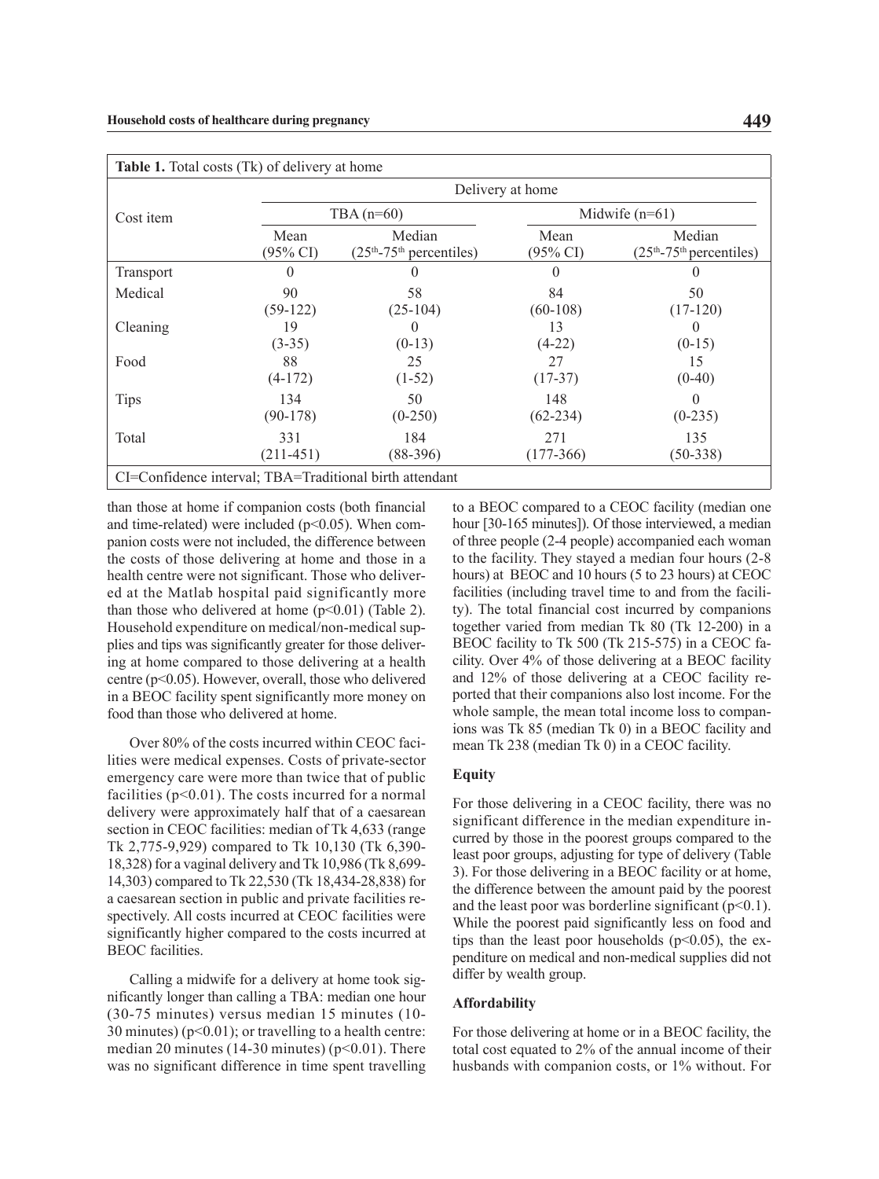**Table 1.** Total costs (Tk) of delivery at home

| Cost item | Delivery at home | | | |
|---|---|---|---|---|
| | TBA (n=60) | | Midwife (n=61) | |
| | Mean (95% CI) | Median ($25^{th}$-$75^{th}$ percentiles) | Mean (95% CI) | Median ($25^{th}$-$75^{th}$ percentiles) |
| Transport | 0 | 0 | 0 | 0 |
| Medical | 90 (59-122) | 58 (25-104) | 84 (60-108) | 50 (17-120) |
| Cleaning | 19 (3-35) | 0 (0-13) | 13 (4-22) | 0 (0-15) |
| Food | 88 (4-172) | 25 (1-52) | 27 (17-37) | 15 (0-40) |
| Tips | 134 (90-178) | 50 (0-250) | 148 (62-234) | 0 (0-235) |
| Total | 331 (211-451) | 184 (88-396) | 271 (177-366) | 135 (50-338) |

CI=Confidence interval; TBA=Traditional birth attendant

than those at home if companion costs (both financial and time-related) were included ($p<0.05$). When companion costs were not included, the difference between the costs of those delivering at home and those in a health centre were not significant. Those who delivered at the Matlab hospital paid significantly more than those who delivered at home ($p<0.01$) (Table 2). Household expenditure on medical/non-medical supplies and tips was significantly greater for those delivering at home compared to those delivering at a health centre ($p<0.05$). However, overall, those who delivered in a BEOC facility spent significantly more money on food than those who delivered at home.

Over 80% of the costs incurred within CEOC facilities were medical expenses. Costs of private-sector emergency care were more than twice that of public facilities ($p<0.01$). The costs incurred for a normal delivery were approximately half that of a caesarean section in CEOC facilities: median of Tk 4,633 (range Tk 2,775-9,929) compared to Tk 10,130 (Tk 6,390-18,328) for a vaginal delivery and Tk 10,986 (Tk 8,699-14,303) compared to Tk 22,530 (Tk 18,434-28,838) for a caesarean section in public and private facilities respectively. All costs incurred at CEOC facilities were significantly higher compared to the costs incurred at BEOC facilities.

Calling a midwife for a delivery at home took significantly longer than calling a TBA: median one hour (30-75 minutes) versus median 15 minutes (10-30 minutes) ($p<0.01$); or travelling to a health centre: median 20 minutes (14-30 minutes) ($p<0.01$). There was no significant difference in time spent travelling to a BEOC compared to a CEOC facility (median one hour [30-165 minutes]). Of those interviewed, a median of three people (2-4 people) accompanied each woman to the facility. They stayed a median four hours (2-8 hours) at BEOC and 10 hours (5 to 23 hours) at CEOC facilities (including travel time to and from the facility). The total financial cost incurred by companions together varied from median Tk 80 (Tk 12-200) in a BEOC facility to Tk 500 (Tk 215-575) in a CEOC facility. Over 4% of those delivering at a BEOC facility and 12% of those delivering at a CEOC facility reported that their companions also lost income. For the whole sample, the mean total income loss to companions was Tk 85 (median Tk 0) in a BEOC facility and mean Tk 238 (median Tk 0) in a CEOC facility.

### Equity

For those delivering in a CEOC facility, there was no significant difference in the median expenditure incurred by those in the poorest groups compared to the least poor groups, adjusting for type of delivery (Table 3). For those delivering in a BEOC facility or at home, the difference between the amount paid by the poorest and the least poor was borderline significant ($p<0.1$). While the poorest paid significantly less on food and tips than the least poor households ($p<0.05$), the expenditure on medical and non-medical supplies did not differ by wealth group.

### Affordability

For those delivering at home or in a BEOC facility, the total cost equated to 2% of the annual income of their husbands with companion costs, or 1% without. For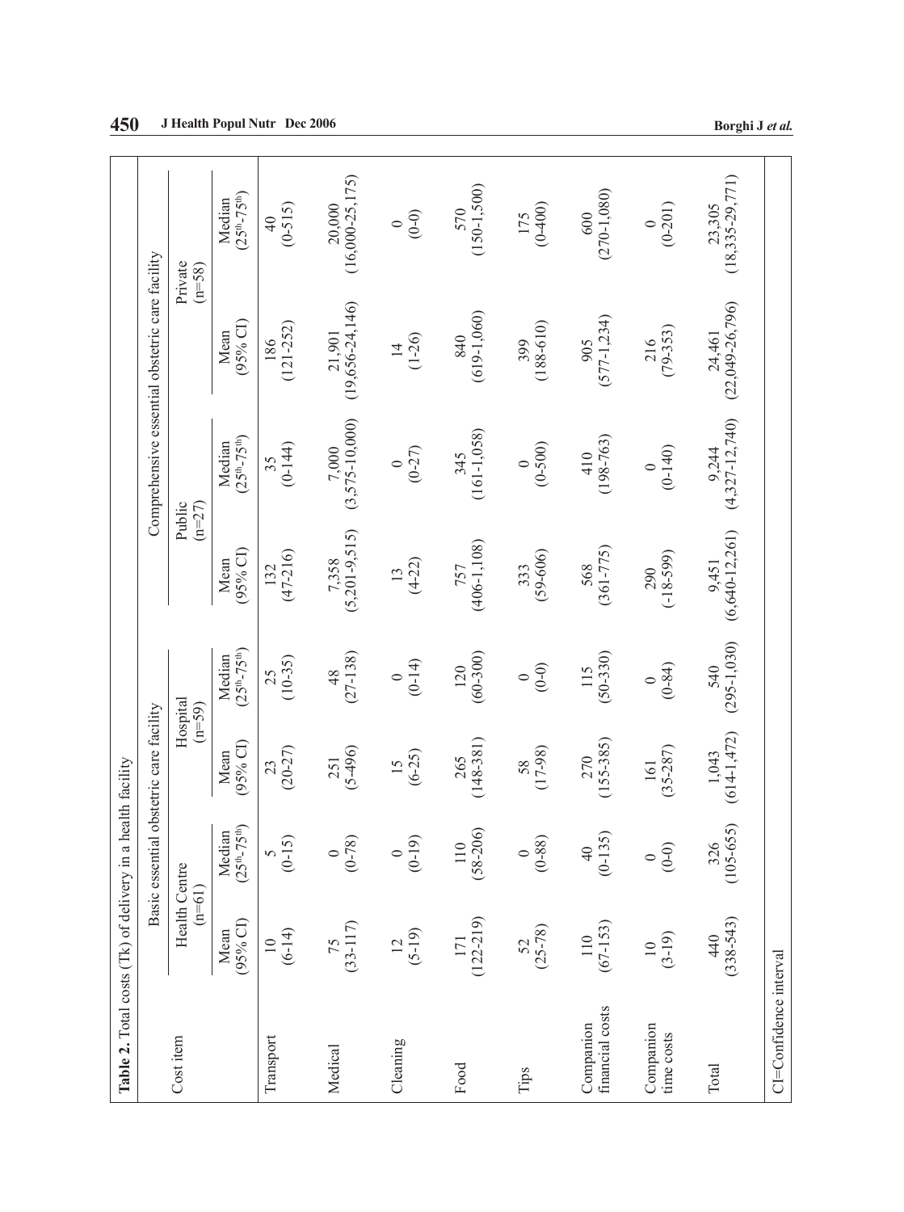**Table 2.** Total costs (Tk) of delivery in a health facility

| Cost item | Basic essential obstetric care facility | | | | Comprehensive essential obstetric care facility | | | |
|---|---|---|---|---|---|---|---|---|
| | Health Centre (n=61) | | Hospital (n=59) | | Public (n=27) | | Private (n=58) | |
| | Mean (95% CI) | Median (25th-75th) | Mean (95% CI) | Median (25th-75th) | Mean (95% CI) | Median (25th-75th) | Mean (95% CI) | Median (25th-75th) |
| Transport | 10 (6-14) | 5 (0-15) | 23 (20-27) | 25 (10-35) | 132 (47-216) | 35 (0-144) | 186 (121-252) | 40 (0-515) |
| Medical | 75 (33-117) | 0 (0-78) | 251 (5-496) | 48 (27-138) | 7,358 (5,201-9,515) | 7,000 (3,575-10,000) | 21,901 (19,656-24,146) | 20,000 (16,000-25,175) |
| Cleaning | 12 (5-19) | 0 (0-19) | 15 (6-25) | 0 (0-14) | 13 (4-22) | 0 (0-27) | 14 (1-26) | 0 (0-0) |
| Food | 171 (122-219) | 110 (58-206) | 265 (148-381) | 120 (60-300) | 757 (406-1,108) | 345 (161-1,058) | 840 (619-1,060) | 570 (150-1,500) |
| Tips | 52 (25-78) | 0 (0-88) | 58 (17-98) | 0 (0-0) | 333 (59-606) | 0 (0-500) | 399 (188-610) | 175 (0-400) |
| Companion financial costs | 110 (67-153) | 40 (0-135) | 270 (155-385) | 115 (50-330) | 568 (361-775) | 410 (198-763) | 905 (577-1,234) | 600 (270-1,080) |
| Companion time costs | 10 (3-19) | 0 (0-0) | 161 (35-287) | 0 (0-84) | 290 (-18-599) | 0 (0-140) | 216 (79-353) | 0 (0-201) |
| Total | 440 (338-543) | 326 (105-655) | 1,043 (614-1,472) | 540 (295-1,030) | 9,451 (6,640-12,261) | 9,244 (4,327-12,740) | 24,461 (22,049-26,796) | 23,305 (18,335-29,771) |

CI=Confidence interval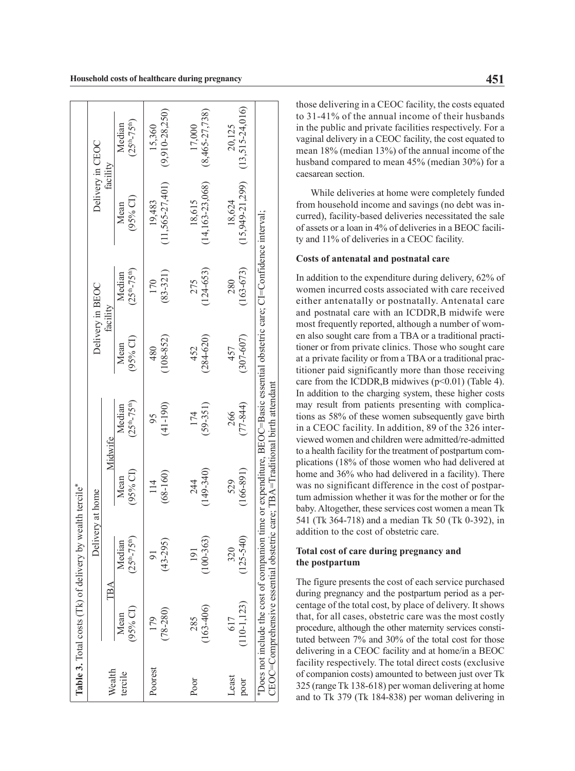**Table 3.** Total costs (Tk) of delivery by wealth tercile*

| Wealth tercile | Delivery at home | | | | Delivery in BEOC facility | | Delivery in CEOC facility | |
|---|---|---|---|---|---|---|---|---|
| | TBA | | Midwife | | | | | |
| | Mean (95% CI) | Median ($25^{th}$-$75^{th}$) | Mean (95% CI) | Median ($25^{th}$-$75^{th}$) | Mean (95% CI) | Median ($25^{th}$-$75^{th}$) | Mean (95% CI) | Median ($25^{th}$-$75^{th}$) |
| Poorest | 179 (78-280) | 91 (43-295) | 114 (68-160) | 95 (41-190) | 480 (108-852) | 170 (83-321) | 19,483 (11,565-27,401) | 15,360 (9,910-28,250) |
| Poor | 285 (163-406) | 191 (100-363) | 244 (149-340) | 174 (59-351) | 452 (284-620) | 275 (124-653) | 18,615 (14,163-23,068) | 17,000 (8,465-27,738) |
| Least poor | 617 (110-1,123) | 320 (125-540) | 529 (166-891) | 266 (77-844) | 457 (307-607) | 280 (163-673) | 18,624 (15,949-21,299) | 20,125 (13,515-24,016) |

*Does not include the cost of companion time or expenditure, BEOC=Basic essential obstetric care; CI=Confidence interval; CEOC=Comprehensive essential obstetric care; TBA=Traditional birth attendant

those delivering in a CEOC facility, the costs equated to 31-41% of the annual income of their husbands in the public and private facilities respectively. For a vaginal delivery in a CEOC facility, the cost equated to mean 18% (median 13%) of the annual income of the husband compared to mean 45% (median 30%) for a caesarean section.

While deliveries at home were completely funded from household income and savings (no debt was incurred), facility-based deliveries necessitated the sale of assets or a loan in 4% of deliveries in a BEOC facility and 11% of deliveries in a CEOC facility.

### Costs of antenatal and postnatal care

In addition to the expenditure during delivery, 62% of women incurred costs associated with care received either antenatally or postnatally. Antenatal care and postnatal care with an ICDDR,B midwife were most frequently reported, although a number of women also sought care from a TBA or a traditional practitioner or from private clinics. Those who sought care at a private facility or from a TBA or a traditional practitioner paid significantly more than those receiving care from the ICDDR,B midwives ($p<0.01$) (Table 4). In addition to the charging system, these higher costs may result from patients presenting with complications as 58% of these women subsequently gave birth in a CEOC facility. In addition, 89 of the 326 interviewed women and children were admitted/re-admitted to a health facility for the treatment of postpartum complications (18% of those women who had delivered at home and 36% who had delivered in a facility). There was no significant difference in the cost of postpartum admission whether it was for the mother or for the baby. Altogether, these services cost women a mean Tk 541 (Tk 364-718) and a median Tk 50 (Tk 0-392), in addition to the cost of obstetric care.

### Total cost of care during pregnancy and the postpartum

The figure presents the cost of each service purchased during pregnancy and the postpartum period as a percentage of the total cost, by place of delivery. It shows that, for all cases, obstetric care was the most costly procedure, although the other maternity services constituted between 7% and 30% of the total cost for those delivering in a CEOC facility and at home/in a BEOC facility respectively. The total direct costs (exclusive of companion costs) amounted to between just over Tk 325 (range Tk 138-618) per woman delivering at home and to Tk 379 (Tk 184-838) per woman delivering in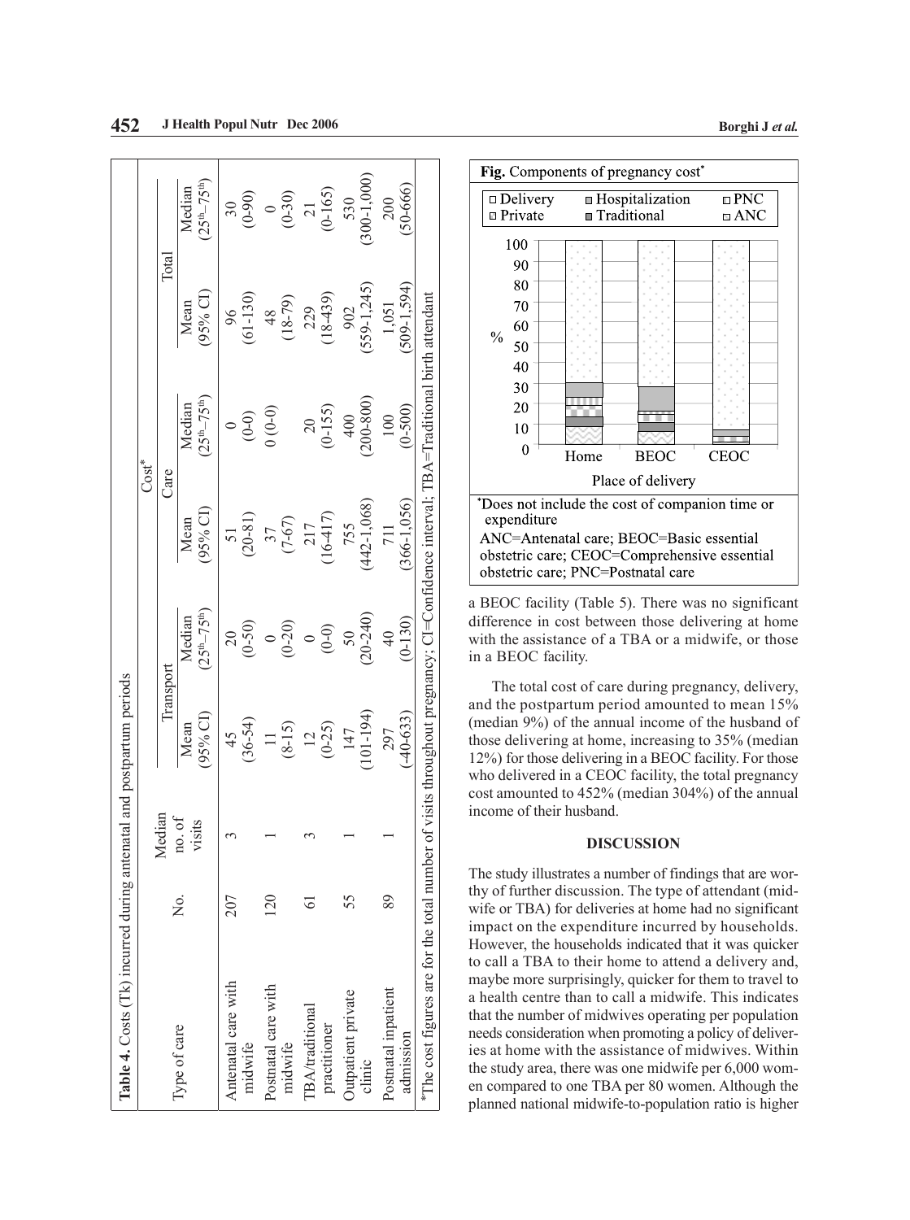**Table 4.** Costs (Tk) incurred during antenatal and postpartum periods

| Type of care | No. | Median no. of visits | Cost* | | | | | |
|---|---|---|---|---|---|---|---|---|
| | | | Transport | | Care | | Total | |
| | | | Mean (95% CI) | Median ($25^{th}$–$75^{th}$) | Mean (95% CI) | Median ($25^{th}$–$75^{th}$) | Mean (95% CI) | Median ($25^{th}$–$75^{th}$) |
| Antenatal care with midwife | 207 | 3 | 45 (36-54) | 20 (0-50) | 51 (20-81) | 0 (0-0) | 96 (61-130) | 30 (0-90) |
| Postnatal care with midwife | 120 | 1 | 11 (8-15) | 0 (0-20) | 37 (7-67) | 0 (0-0) | 48 (18-79) | 0 (0-30) |
| TBA/traditional practitioner | 61 | 3 | 12 (0-25) | 0 (0-0) | 217 (16-417) | 20 (0-155) | 229 (18-439) | 21 (0-165) |
| Outpatient private clinic | 55 | 1 | 147 (101-194) | 50 (20-240) | 755 (442-1,068) | 400 (200-800) | 902 (559-1,245) | 530 (300-1,000) |
| Postnatal inpatient admission | 89 | 1 | 297 (-40-633) | 40 (0-130) | 711 (366-1,056) | 100 (0-500) | 1,051 (509-1,594) | 200 (50-666) |

*The cost figures are for the total number of visits throughout pregnancy; CI=Confidence interval; TBA=Traditional birth attendant

**Fig.** Components of pregnancy cost*

*Does not include the cost of companion time or expenditure

ANC=Antenatal care; BEOC=Basic essential obstetric care; CEOC=Comprehensive essential obstetric care; PNC=Postnatal care

a BEOC facility (Table 5). There was no significant difference in cost between those delivering at home with the assistance of a TBA or a midwife, or those in a BEOC facility.

The total cost of care during pregnancy, delivery, and the postpartum period amounted to mean 15% (median 9%) of the annual income of the husband of those delivering at home, increasing to 35% (median 12%) for those delivering in a BEOC facility. For those who delivered in a CEOC facility, the total pregnancy cost amounted to 452% (median 304%) of the annual income of their husband.

## DISCUSSION

The study illustrates a number of findings that are worthy of further discussion. The type of attendant (midwife or TBA) for deliveries at home had no significant impact on the expenditure incurred by households. However, the households indicated that it was quicker to call a TBA to their home to attend a delivery and, maybe more surprisingly, quicker for them to travel to a health centre than to call a midwife. This indicates that the number of midwives operating per population needs consideration when promoting a policy of deliveries at home with the assistance of midwives. Within the study area, there was one midwife per 6,000 women compared to one TBA per 80 women. Although the planned national midwife-to-population ratio is higher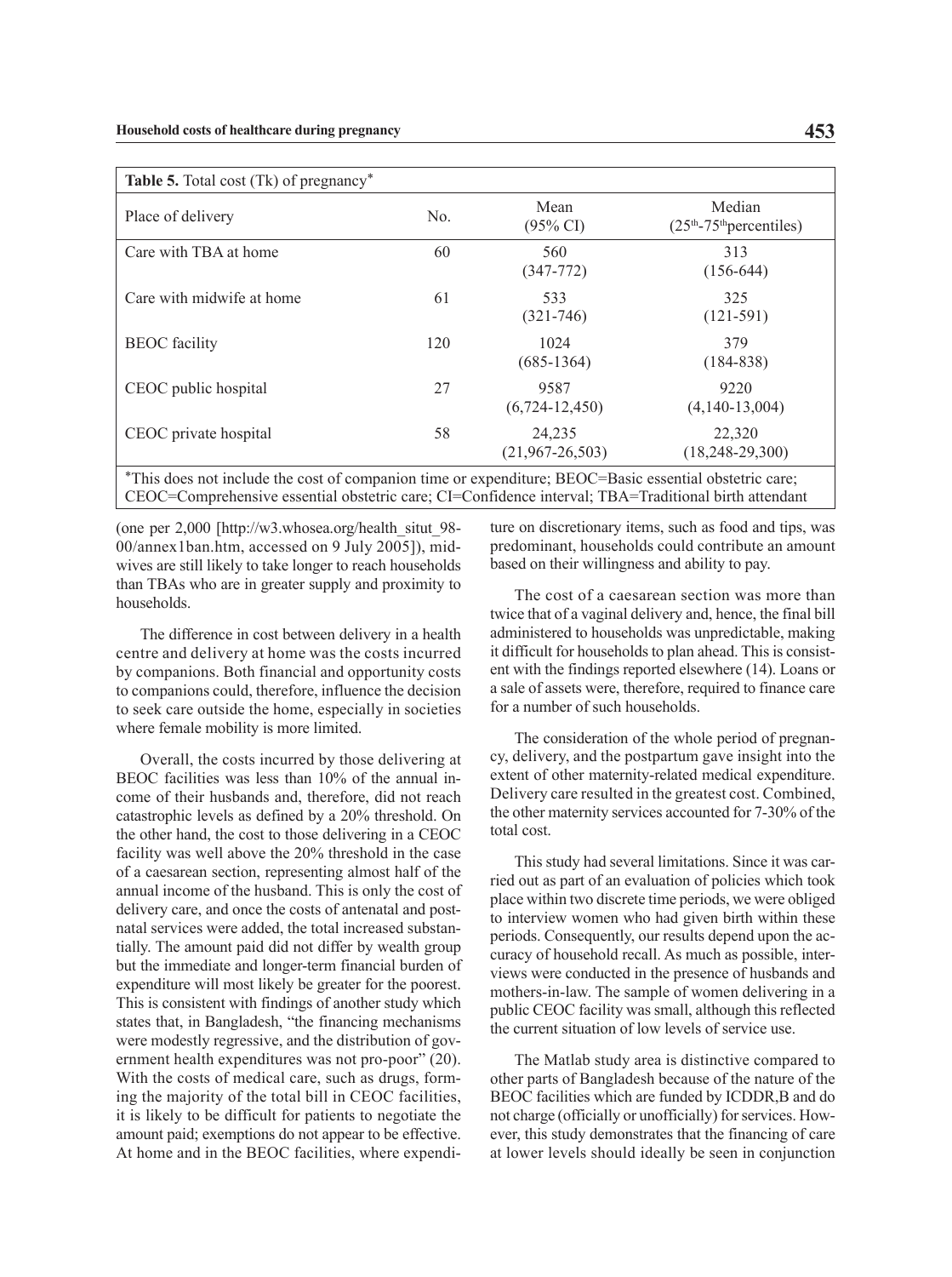**Table 5.** Total cost (Tk) of pregnancy*

| Place of delivery | No. | Mean (95% CI) | Median (25th-75th percentiles) |
|---|---|---|---|
| Care with TBA at home | 60 | 560 (347-772) | 313 (156-644) |
| Care with midwife at home | 61 | 533 (321-746) | 325 (121-591) |
| BEOC facility | 120 | 1024 (685-1364) | 379 (184-838) |
| CEOC public hospital | 27 | 9587 (6,724-12,450) | 9220 (4,140-13,004) |
| CEOC private hospital | 58 | 24,235 (21,967-26,503) | 22,320 (18,248-29,300) |

*This does not include the cost of companion time or expenditure; BEOC=Basic essential obstetric care; CEOC=Comprehensive essential obstetric care; CI=Confidence interval; TBA=Traditional birth attendant

(one per 2,000 [http://w3.whosea.org/health_situt_98-00/annex1ban.htm, accessed on 9 July 2005]), midwives are still likely to take longer to reach households than TBAs who are in greater supply and proximity to households.

The difference in cost between delivery in a health centre and delivery at home was the costs incurred by companions. Both financial and opportunity costs to companions could, therefore, influence the decision to seek care outside the home, especially in societies where female mobility is more limited.

Overall, the costs incurred by those delivering at BEOC facilities was less than 10% of the annual income of their husbands and, therefore, did not reach catastrophic levels as defined by a 20% threshold. On the other hand, the cost to those delivering in a CEOC facility was well above the 20% threshold in the case of a caesarean section, representing almost half of the annual income of the husband. This is only the cost of delivery care, and once the costs of antenatal and postnatal services were added, the total increased substantially. The amount paid did not differ by wealth group but the immediate and longer-term financial burden of expenditure will most likely be greater for the poorest. This is consistent with findings of another study which states that, in Bangladesh, "the financing mechanisms were modestly regressive, and the distribution of government health expenditures was not pro-poor" (20). With the costs of medical care, such as drugs, forming the majority of the total bill in CEOC facilities, it is likely to be difficult for patients to negotiate the amount paid; exemptions do not appear to be effective. At home and in the BEOC facilities, where expenditure on discretionary items, such as food and tips, was predominant, households could contribute an amount based on their willingness and ability to pay.

The cost of a caesarean section was more than twice that of a vaginal delivery and, hence, the final bill administered to households was unpredictable, making it difficult for households to plan ahead. This is consistent with the findings reported elsewhere (14). Loans or a sale of assets were, therefore, required to finance care for a number of such households.

The consideration of the whole period of pregnancy, delivery, and the postpartum gave insight into the extent of other maternity-related medical expenditure. Delivery care resulted in the greatest cost. Combined, the other maternity services accounted for 7-30% of the total cost.

This study had several limitations. Since it was carried out as part of an evaluation of policies which took place within two discrete time periods, we were obliged to interview women who had given birth within these periods. Consequently, our results depend upon the accuracy of household recall. As much as possible, interviews were conducted in the presence of husbands and mothers-in-law. The sample of women delivering in a public CEOC facility was small, although this reflected the current situation of low levels of service use.

The Matlab study area is distinctive compared to other parts of Bangladesh because of the nature of the BEOC facilities which are funded by ICDDR,B and do not charge (officially or unofficially) for services. However, this study demonstrates that the financing of care at lower levels should ideally be seen in conjunction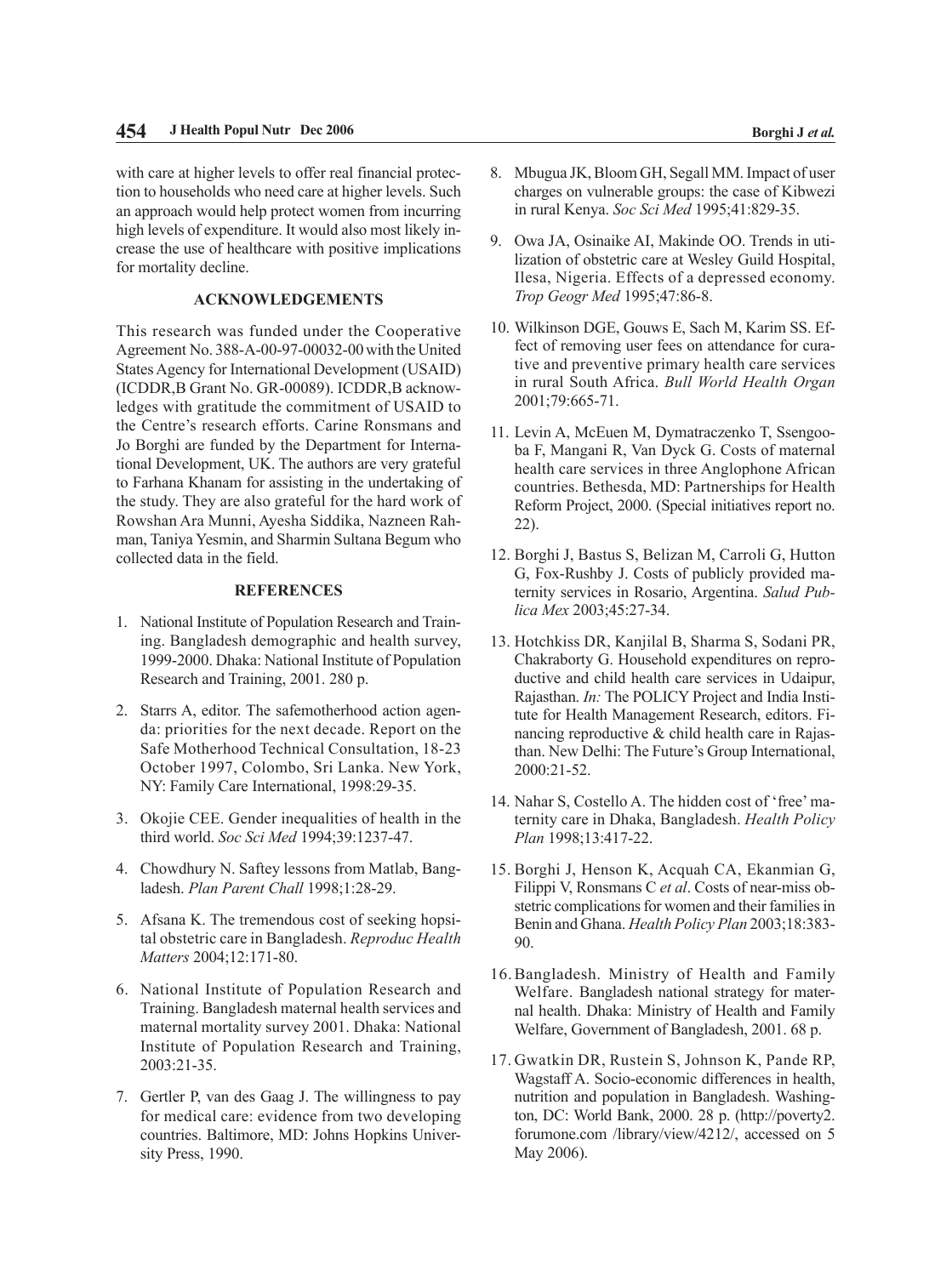with care at higher levels to offer real financial protection to households who need care at higher levels. Such an approach would help protect women from incurring high levels of expenditure. It would also most likely increase the use of healthcare with positive implications for mortality decline.

## ACKNOWLEDGEMENTS

This research was funded under the Cooperative Agreement No. 388-A-00-97-00032-00 with the United States Agency for International Development (USAID) (ICDDR,B Grant No. GR-00089). ICDDR,B acknowledges with gratitude the commitment of USAID to the Centre's research efforts. Carine Ronsmans and Jo Borghi are funded by the Department for International Development, UK. The authors are very grateful to Farhana Khanam for assisting in the undertaking of the study. They are also grateful for the hard work of Rowshan Ara Munni, Ayesha Siddika, Nazneen Rahman, Taniya Yesmin, and Sharmin Sultana Begum who collected data in the field.

## REFERENCES

1. National Institute of Population Research and Training. Bangladesh demographic and health survey, 1999-2000. Dhaka: National Institute of Population Research and Training, 2001. 280 p.
2. Starrs A, editor. The safemotherhood action agenda: priorities for the next decade. Report on the Safe Motherhood Technical Consultation, 18-23 October 1997, Colombo, Sri Lanka. New York, NY: Family Care International, 1998:29-35.
3. Okojie CEE. Gender inequalities of health in the third world. *Soc Sci Med* 1994;39:1237-47.
4. Chowdhury N. Saftey lessons from Matlab, Bangladesh. *Plan Parent Chall* 1998;1:28-29.
5. Afsana K. The tremendous cost of seeking hopsital obstetric care in Bangladesh. *Reproduc Health Matters* 2004;12:171-80.
6. National Institute of Population Research and Training. Bangladesh maternal health services and maternal mortality survey 2001. Dhaka: National Institute of Population Research and Training, 2003:21-35.
7. Gertler P, van des Gaag J. The willingness to pay for medical care: evidence from two developing countries. Baltimore, MD: Johns Hopkins University Press, 1990.
8. Mbugua JK, Bloom GH, Segall MM. Impact of user charges on vulnerable groups: the case of Kibwezi in rural Kenya. *Soc Sci Med* 1995;41:829-35.
9. Owa JA, Osinaike AI, Makinde OO. Trends in utilization of obstetric care at Wesley Guild Hospital, Ilesa, Nigeria. Effects of a depressed economy. *Trop Geogr Med* 1995;47:86-8.
10. Wilkinson DGE, Gouws E, Sach M, Karim SS. Effect of removing user fees on attendance for curative and preventive primary health care services in rural South Africa. *Bull World Health Organ* 2001;79:665-71.
11. Levin A, McEuen M, Dymatraczenko T, Ssengooba F, Mangani R, Van Dyck G. Costs of maternal health care services in three Anglophone African countries. Bethesda, MD: Partnerships for Health Reform Project, 2000. (Special initiatives report no. 22).
12. Borghi J, Bastus S, Belizan M, Carroli G, Hutton G, Fox-Rushby J. Costs of publicly provided maternity services in Rosario, Argentina. *Salud Publica Mex* 2003;45:27-34.
13. Hotchkiss DR, Kanjilal B, Sharma S, Sodani PR, Chakraborty G. Household expenditures on reproductive and child health care services in Udaipur, Rajasthan. *In:* The POLICY Project and India Institute for Health Management Research, editors. Financing reproductive & child health care in Rajasthan. New Delhi: The Future's Group International, 2000:21-52.
14. Nahar S, Costello A. The hidden cost of 'free' maternity care in Dhaka, Bangladesh. *Health Policy Plan* 1998;13:417-22.
15. Borghi J, Henson K, Acquah CA, Ekanmian G, Filippi V, Ronsmans C *et al*. Costs of near-miss obstetric complications for women and their families in Benin and Ghana. *Health Policy Plan* 2003;18:383-90.
16. Bangladesh. Ministry of Health and Family Welfare. Bangladesh national strategy for maternal health. Dhaka: Ministry of Health and Family Welfare, Government of Bangladesh, 2001. 68 p.
17. Gwatkin DR, Rustein S, Johnson K, Pande RP, Wagstaff A. Socio-economic differences in health, nutrition and population in Bangladesh. Washington, DC: World Bank, 2000. 28 p. (http://poverty2.forumone.com /library/view/4212/, accessed on 5 May 2006).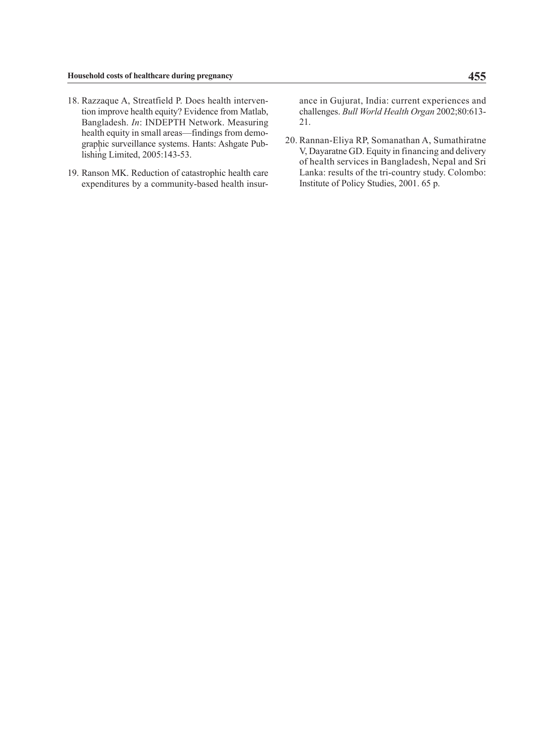18. Razzaque A, Streatfield P. Does health intervention improve health equity? Evidence from Matlab, Bangladesh. *In*: INDEPTH Network. Measuring health equity in small areas—findings from demographic surveillance systems. Hants: Ashgate Publishing Limited, 2005:143-53.

19. Ranson MK. Reduction of catastrophic health care expenditures by a community-based health insurance in Gujurat, India: current experiences and challenges. *Bull World Health Organ* 2002;80:613-21.

20. Rannan-Eliya RP, Somanathan A, Sumathiratne V, Dayaratne GD. Equity in financing and delivery of health services in Bangladesh, Nepal and Sri Lanka: results of the tri-country study. Colombo: Institute of Policy Studies, 2001. 65 p.